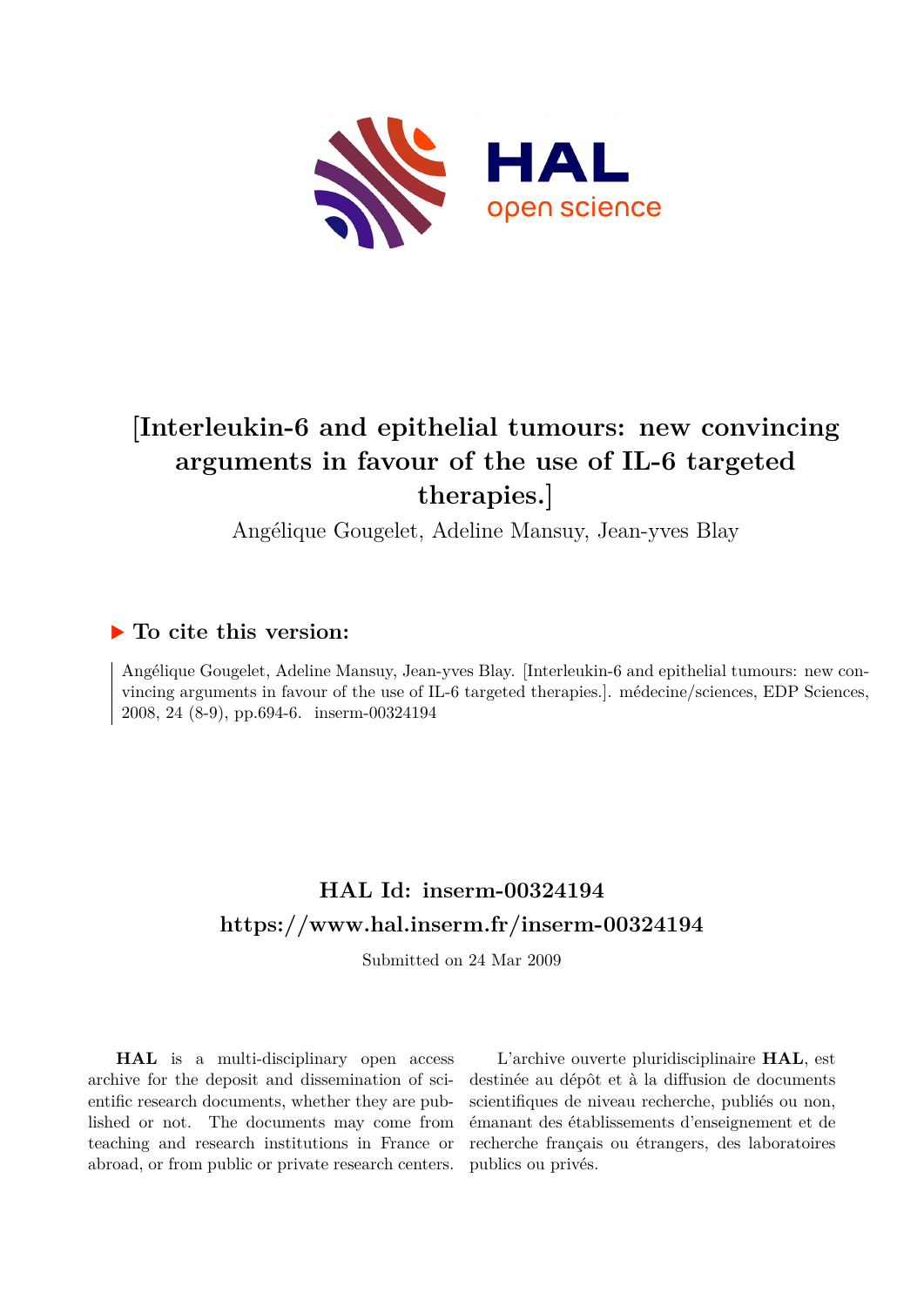# [Interleukin-6 and epithelial tumours: new convincing arguments in favour of the use of IL-6 targeted therapies.]

Angélique Gougelet, Adeline Mansuy, Jean-yves Blay

## ▶ To cite this version:

Angélique Gougelet, Adeline Mansuy, Jean-yves Blay. [Interleukin-6 and epithelial tumours: new convincing arguments in favour of the use of IL-6 targeted therapies.]. médecine/sciences, EDP Sciences, 2008, 24 (8-9), pp.694-6. inserm-00324194

## HAL Id: inserm-00324194
## https://www.hal.inserm.fr/inserm-00324194

Submitted on 24 Mar 2009

**HAL** is a multi-disciplinary open access archive for the deposit and dissemination of scientific research documents, whether they are published or not. The documents may come from teaching and research institutions in France or abroad, or from public or private research centers.

L'archive ouverte pluridisciplinaire **HAL**, est destinée au dépôt et à la diffusion de documents scientifiques de niveau recherche, publiés ou non, émanant des établissements d'enseignement et de recherche français ou étrangers, des laboratoires publics ou privés.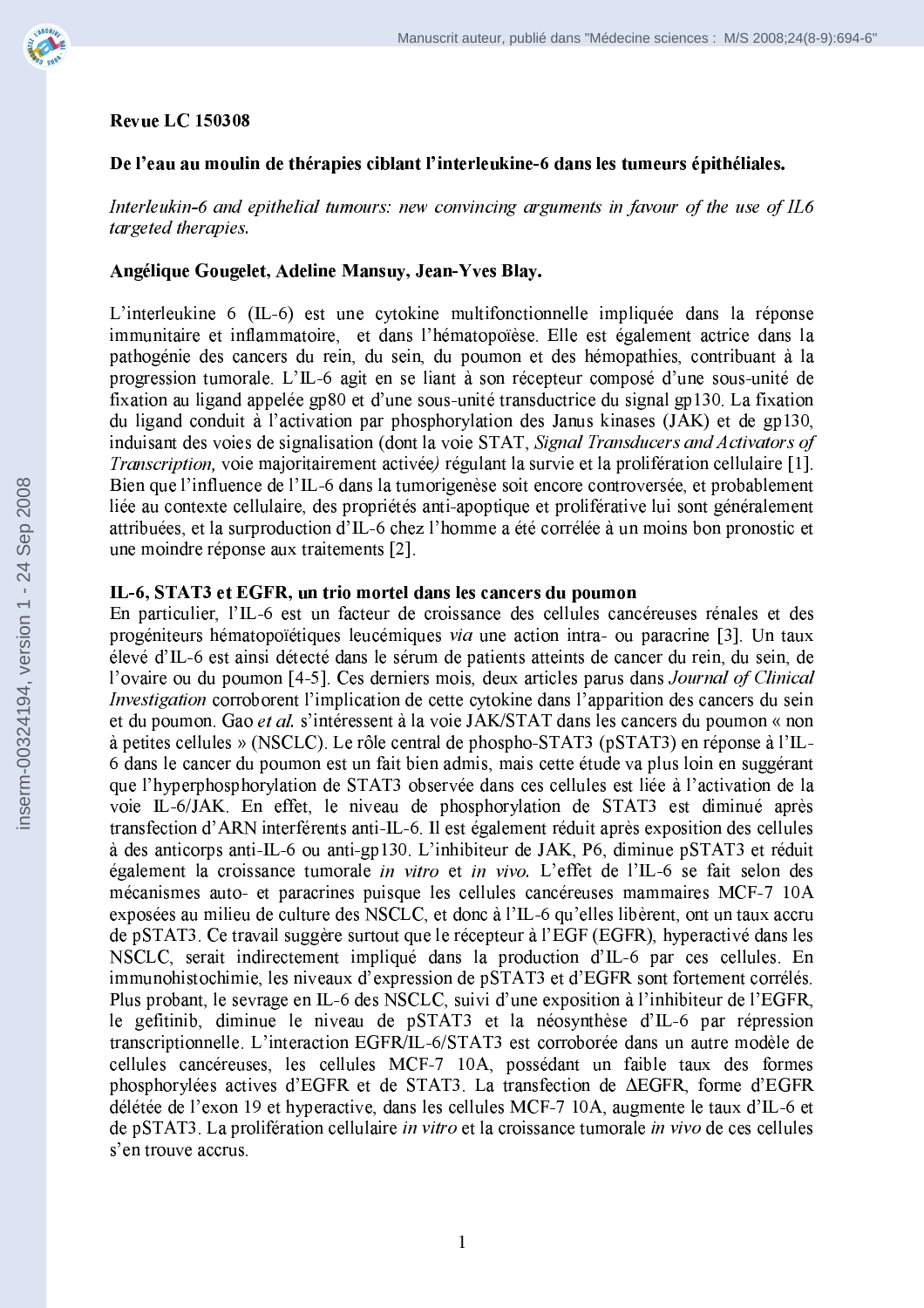**Revue LC 150308**

**De l'eau au moulin de thérapies ciblant l'interleukine-6 dans les tumeurs épithéliales.**

*Interleukin-6 and epithelial tumours: new convincing arguments in favour of the use of IL6 targeted therapies.*

**Angélique Gougelet, Adeline Mansuy, Jean-Yves Blay.**

L'interleukine 6 (IL-6) est une cytokine multifonctionnelle impliquée dans la réponse immunitaire et inflammatoire, et dans l'hématopoïèse. Elle est également actrice dans la pathogénie des cancers du rein, du sein, du poumon et des hémopathies, contribuant à la progression tumorale. L'IL-6 agit en se liant à son récepteur composé d'une sous-unité de fixation au ligand appelée gp80 et d'une sous-unité transductrice du signal gp130. La fixation du ligand conduit à l'activation par phosphorylation des Janus kinases (JAK) et de gp130, induisant des voies de signalisation (dont la voie STAT, *Signal Transducers and Activators of Transcription,* voie majoritairement activée*)* régulant la survie et la prolifération cellulaire [1]. Bien que l'influence de l'IL-6 dans la tumorigenèse soit encore controversée, et probablement liée au contexte cellulaire, des propriétés anti-apoptique et proliférative lui sont généralement attribuées, et la surproduction d'IL-6 chez l'homme a été corrélée à un moins bon pronostic et une moindre réponse aux traitements [2].

**IL-6, STAT3 et EGFR, un trio mortel dans les cancers du poumon**

En particulier, l'IL-6 est un facteur de croissance des cellules cancéreuses rénales et des progéniteurs hématopoïétiques leucémiques *via* une action intra- ou paracrine [3]. Un taux élevé d'IL-6 est ainsi détecté dans le sérum de patients atteints de cancer du rein, du sein, de l'ovaire ou du poumon [4-5]. Ces derniers mois, deux articles parus dans *Journal of Clinical Investigation* corroborent l'implication de cette cytokine dans l'apparition des cancers du sein et du poumon. Gao *et al.* s'intéressent à la voie JAK/STAT dans les cancers du poumon « non à petites cellules » (NSCLC). Le rôle central de phospho-STAT3 (pSTAT3) en réponse à l'IL-6 dans le cancer du poumon est un fait bien admis, mais cette étude va plus loin en suggérant que l'hyperphosphorylation de STAT3 observée dans ces cellules est liée à l'activation de la voie IL-6/JAK. En effet, le niveau de phosphorylation de STAT3 est diminué après transfection d'ARN interférents anti-IL-6. Il est également réduit après exposition des cellules à des anticorps anti-IL-6 ou anti-gp130. L'inhibiteur de JAK, P6, diminue pSTAT3 et réduit également la croissance tumorale *in vitro* et *in vivo.* L'effet de l'IL-6 se fait selon des mécanismes auto- et paracrines puisque les cellules cancéreuses mammaires MCF-7 10A exposées au milieu de culture des NSCLC, et donc à l'IL-6 qu'elles libèrent, ont un taux accru de pSTAT3. Ce travail suggère surtout que le récepteur à l'EGF (EGFR), hyperactivé dans les NSCLC, serait indirectement impliqué dans la production d'IL-6 par ces cellules. En immunohistochimie, les niveaux d'expression de pSTAT3 et d'EGFR sont fortement corrélés. Plus probant, le sevrage en IL-6 des NSCLC, suivi d'une exposition à l'inhibiteur de l'EGFR, le gefitinib, diminue le niveau de pSTAT3 et la néosynthèse d'IL-6 par répression transcriptionnelle. L'interaction EGFR/IL-6/STAT3 est corroborée dans un autre modèle de cellules cancéreuses, les cellules MCF-7 10A, possédant un faible taux des formes phosphorylées actives d'EGFR et de STAT3. La transfection de ΔEGFR, forme d'EGFR délétée de l'exon 19 et hyperactive, dans les cellules MCF-7 10A, augmente le taux d'IL-6 et de pSTAT3. La prolifération cellulaire *in vitro* et la croissance tumorale *in vivo* de ces cellules s'en trouve accrus.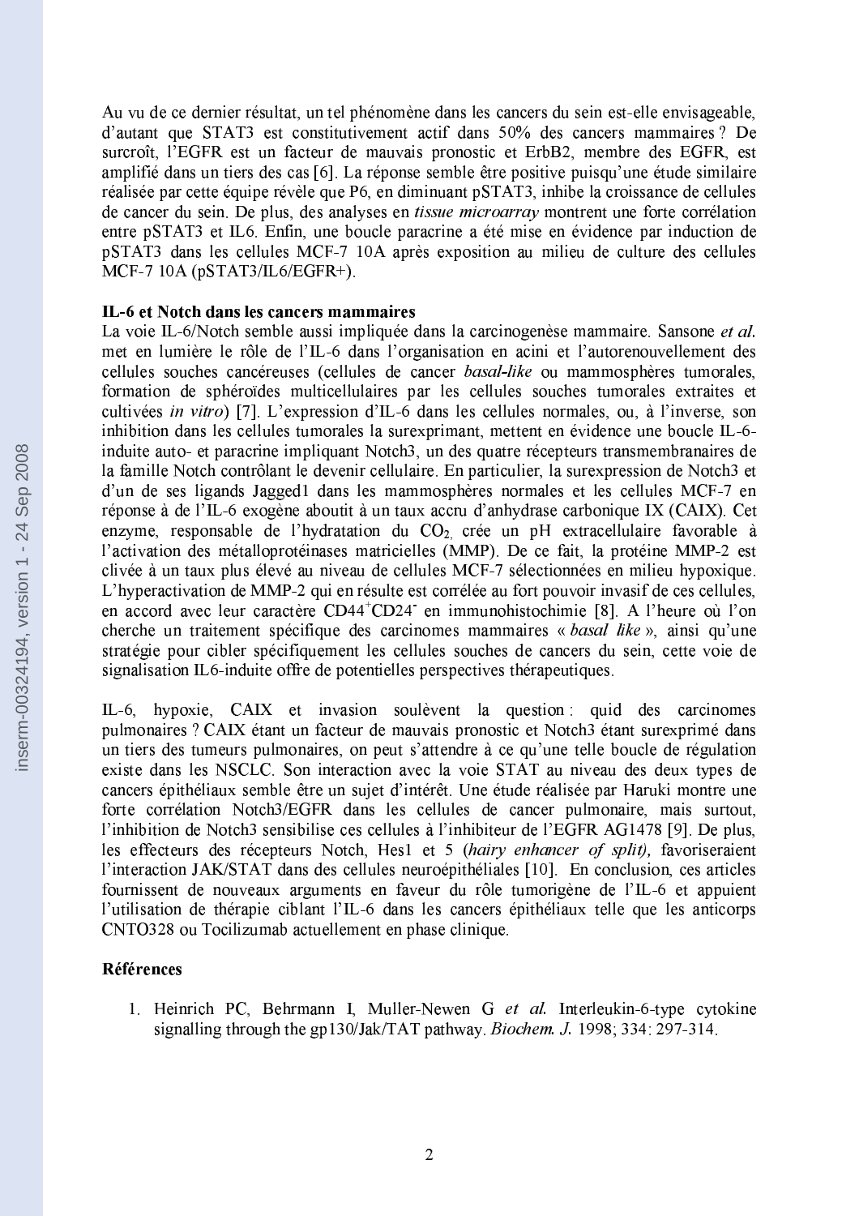Au vu de ce dernier résultat, un tel phénomène dans les cancers du sein est-elle envisageable, d'autant que STAT3 est constitutivement actif dans 50% des cancers mammaires ? De surcroît, l'EGFR est un facteur de mauvais pronostic et ErbB2, membre des EGFR, est amplifié dans un tiers des cas [6]. La réponse semble être positive puisqu'une étude similaire réalisée par cette équipe révèle que P6, en diminuant pSTAT3, inhibe la croissance de cellules de cancer du sein. De plus, des analyses en *tissue microarray* montrent une forte corrélation entre pSTAT3 et IL6. Enfin, une boucle paracrine a été mise en évidence par induction de pSTAT3 dans les cellules MCF-7 10A après exposition au milieu de culture des cellules MCF-7 10A (pSTAT3/IL6/EGFR+).

**IL-6 et Notch dans les cancers mammaires**

La voie IL-6/Notch semble aussi impliquée dans la carcinogenèse mammaire. Sansone *et al.* met en lumière le rôle de l'IL-6 dans l'organisation en acini et l'autorenouvellement des cellules souches cancéreuses (cellules de cancer *basal-like* ou mammosphères tumorales, formation de sphéroïdes multicellulaires par les cellules souches tumorales extraites et cultivées *in vitro*) [7]. L'expression d'IL-6 dans les cellules normales, ou, à l'inverse, son inhibition dans les cellules tumorales la surexprimant, mettent en évidence une boucle IL-6-induite auto- et paracrine impliquant Notch3, un des quatre récepteurs transmembranaires de la famille Notch contrôlant le devenir cellulaire. En particulier, la surexpression de Notch3 et d'un de ses ligands Jagged1 dans les mammosphères normales et les cellules MCF-7 en réponse à de l'IL-6 exogène aboutit à un taux accru d'anhydrase carbonique IX (CAIX). Cet enzyme, responsable de l'hydratation du $CO_2$, crée un pH extracellulaire favorable à l'activation des métalloprotéinases matricielles (MMP). De ce fait, la protéine MMP-2 est clivée à un taux plus élevé au niveau de cellules MCF-7 sélectionnées en milieu hypoxique. L'hyperactivation de MMP-2 qui en résulte est corrélée au fort pouvoir invasif de ces cellules, en accord avec leur caractère $CD44^{+}CD24^{-}$ en immunohistochimie [8]. A l'heure où l'on cherche un traitement spécifique des carcinomes mammaires « *basal like* », ainsi qu'une stratégie pour cibler spécifiquement les cellules souches de cancers du sein, cette voie de signalisation IL6-induite offre de potentielles perspectives thérapeutiques.

IL-6, hypoxie, CAIX et invasion soulèvent la question : quid des carcinomes pulmonaires ? CAIX étant un facteur de mauvais pronostic et Notch3 étant surexprimé dans un tiers des tumeurs pulmonaires, on peut s'attendre à ce qu'une telle boucle de régulation existe dans les NSCLC. Son interaction avec la voie STAT au niveau des deux types de cancers épithéliaux semble être un sujet d'intérêt. Une étude réalisée par Haruki montre une forte corrélation Notch3/EGFR dans les cellules de cancer pulmonaire, mais surtout, l'inhibition de Notch3 sensibilise ces cellules à l'inhibiteur de l'EGFR AG1478 [9]. De plus, les effecteurs des récepteurs Notch, Hes1 et 5 (*hairy enhancer of split),* favoriseraient l'interaction JAK/STAT dans des cellules neuroépithéliales [10]. En conclusion, ces articles fournissent de nouveaux arguments en faveur du rôle tumorigène de l'IL-6 et appuient l'utilisation de thérapie ciblant l'IL-6 dans les cancers épithéliaux telle que les anticorps CNTO328 ou Tocilizumab actuellement en phase clinique.

**Références**

1. Heinrich PC, Behrmann I, Muller-Newen G *et al.* Interleukin-6-type cytokine signalling through the gp130/Jak/TAT pathway. *Biochem. J.* 1998; 334: 297-314.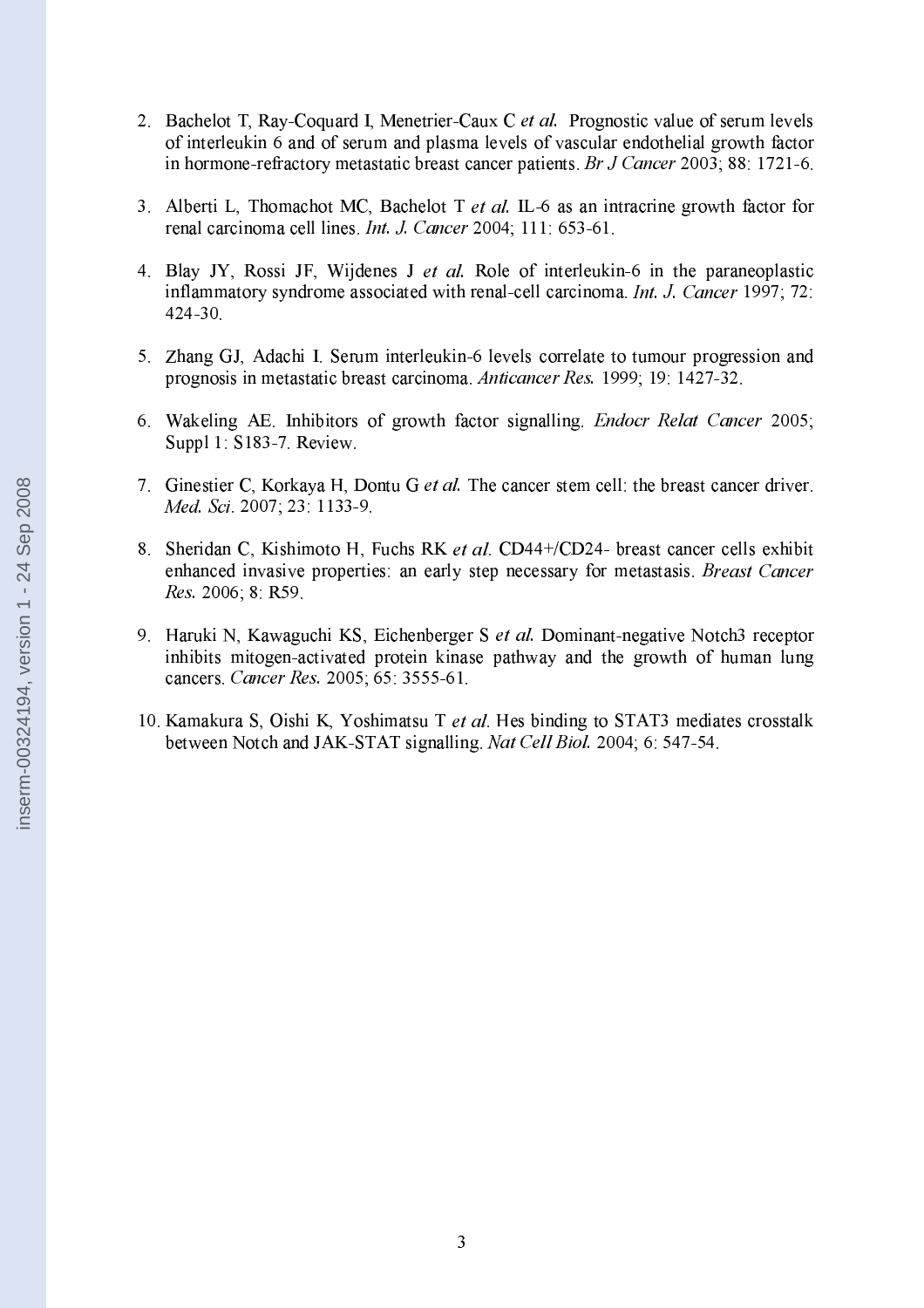2. Bachelot T, Ray-Coquard I, Menetrier-Caux C *et al.* Prognostic value of serum levels of interleukin 6 and of serum and plasma levels of vascular endothelial growth factor in hormone-refractory metastatic breast cancer patients. *Br J Cancer* 2003; 88: 1721-6.

3. Alberti L, Thomachot MC, Bachelot T *et al.* IL-6 as an intracrine growth factor for renal carcinoma cell lines. *Int. J. Cancer* 2004; 111: 653-61.

4. Blay JY, Rossi JF, Wijdenes J *et al.* Role of interleukin-6 in the paraneoplastic inflammatory syndrome associated with renal-cell carcinoma. *Int. J. Cancer* 1997; 72: 424-30.

5. Zhang GJ, Adachi I. Serum interleukin-6 levels correlate to tumour progression and prognosis in metastatic breast carcinoma. *Anticancer Res.* 1999; 19: 1427-32.

6. Wakeling AE. Inhibitors of growth factor signalling. *Endocr Relat Cancer* 2005; Suppl 1: S183-7. Review.

7. Ginestier C, Korkaya H, Dontu G *et al.* The cancer stem cell: the breast cancer driver. *Med. Sci.* 2007; 23: 1133-9.

8. Sheridan C, Kishimoto H, Fuchs RK *et al.* CD44+/CD24- breast cancer cells exhibit enhanced invasive properties: an early step necessary for metastasis. *Breast Cancer Res.* 2006; 8: R59.

9. Haruki N, Kawaguchi KS, Eichenberger S *et al.* Dominant-negative Notch3 receptor inhibits mitogen-activated protein kinase pathway and the growth of human lung cancers. *Cancer Res.* 2005; 65: 3555-61.

10. Kamakura S, Oishi K, Yoshimatsu T *et al.* Hes binding to STAT3 mediates crosstalk between Notch and JAK-STAT signalling. *Nat Cell Biol.* 2004; 6: 547-54.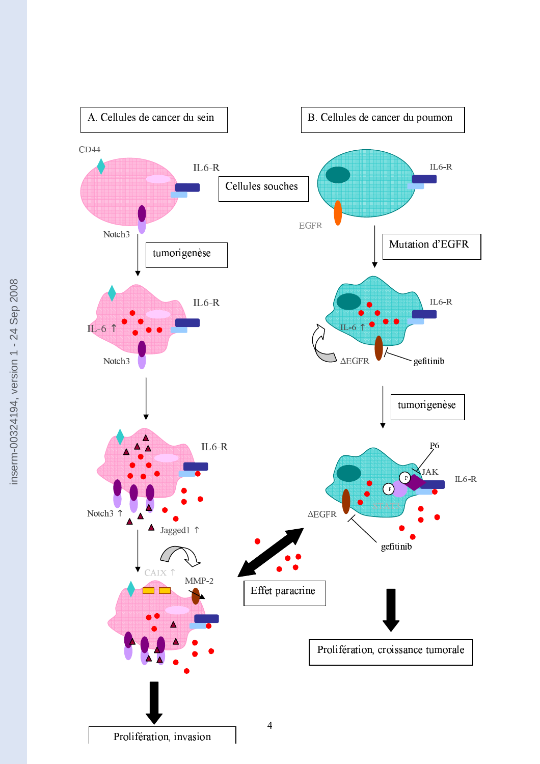A. Cellules de cancer du sein

B. Cellules de cancer du poumon

CD44

IL6-R

Cellules souches

IL6-R

EGFR

Notch3

tumorigenèse

Mutation d'EGFR

IL6-R

IL-6 ↑

Notch3

IL6-R

IL-6 ↑

ΔEGFR

gefitinib

tumorigenèse

IL6-R

Notch3 ↑

Jagged1 ↑

P6

JAK

IL6-R

ΔEGFR

STAT3

gefitinib

CAIX ↑

MMP-2

Effet paracrine

Prolifération, croissance tumorale

Prolifération, invasion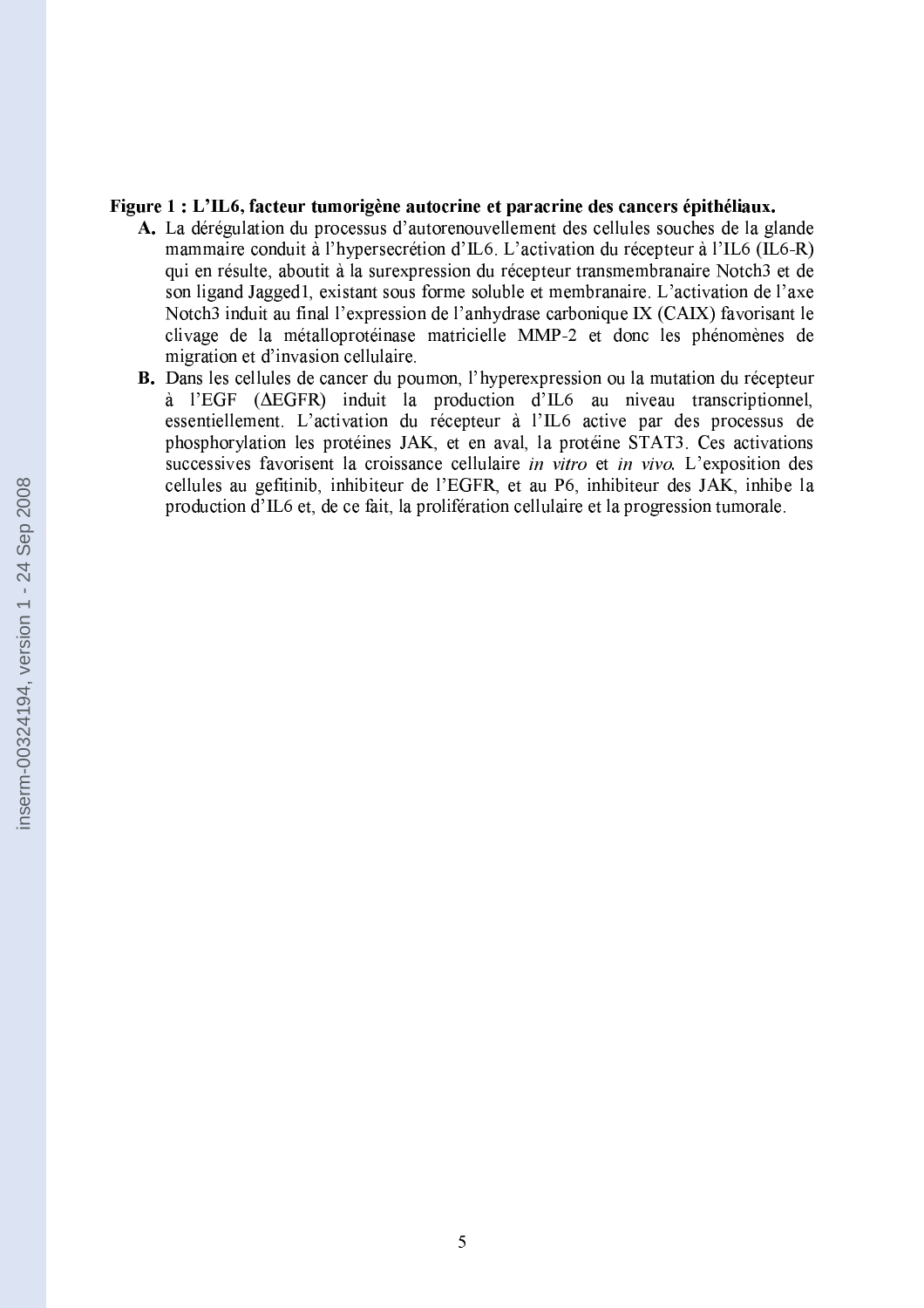**Figure 1 : L'IL6, facteur tumorigène autocrine et paracrine des cancers épithéliaux.**

**A.** La dérégulation du processus d'autorenouvellement des cellules souches de la glande mammaire conduit à l'hypersecrétion d'IL6. L'activation du récepteur à l'IL6 (IL6-R) qui en résulte, aboutit à la surexpression du récepteur transmembranaire Notch3 et de son ligand Jagged1, existant sous forme soluble et membranaire. L'activation de l'axe Notch3 induit au final l'expression de l'anhydrase carbonique IX (CAIX) favorisant le clivage de la métalloprotéinase matricielle MMP-2 et donc les phénomènes de migration et d'invasion cellulaire.

**B.** Dans les cellules de cancer du poumon, l'hyperexpression ou la mutation du récepteur à l'EGF (ΔEGFR) induit la production d'IL6 au niveau transcriptionnel, essentiellement. L'activation du récepteur à l'IL6 active par des processus de phosphorylation les protéines JAK, et en aval, la protéine STAT3. Ces activations successives favorisent la croissance cellulaire *in vitro* et *in vivo*. L'exposition des cellules au gefitinib, inhibiteur de l'EGFR, et au P6, inhibiteur des JAK, inhibe la production d'IL6 et, de ce fait, la prolifération cellulaire et la progression tumorale.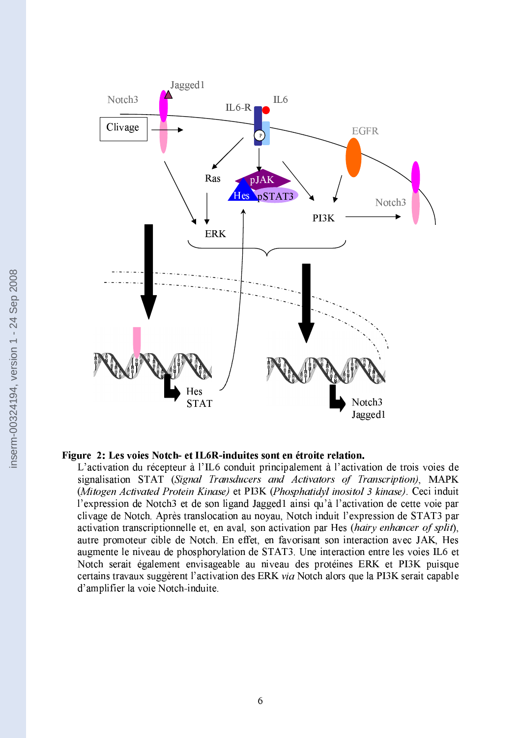Jagged1

Notch3

IL6-R

IL6

Clivage

EGFR

Ras

pJAK

Hes

pSTAT3

Notch3

PI3K

ERK

Hes

STAT

Notch3

Jagged1

**Figure 2: Les voies Notch- et IL6R-induites sont en étroite relation.**

L'activation du récepteur à l'IL6 conduit principalement à l'activation de trois voies de signalisation STAT (*Signal Transducers and Activators of Transcription*), MAPK (*Mitogen Activated Protein Kinase)* et PI3K (*Phosphatidyl inositol 3 kinase)*. Ceci induit l'expression de Notch3 et de son ligand Jagged1 ainsi qu'à l'activation de cette voie par clivage de Notch. Après translocation au noyau, Notch induit l'expression de STAT3 par activation transcriptionnelle et, en aval, son activation par Hes (*hairy enhancer of split*), autre promoteur cible de Notch. En effet, en favorisant son interaction avec JAK, Hes augmente le niveau de phosphorylation de STAT3. Une interaction entre les voies IL6 et Notch serait également envisageable au niveau des protéines ERK et PI3K puisque certains travaux suggèrent l'activation des ERK *via* Notch alors que la PI3K serait capable d'amplifier la voie Notch-induite.